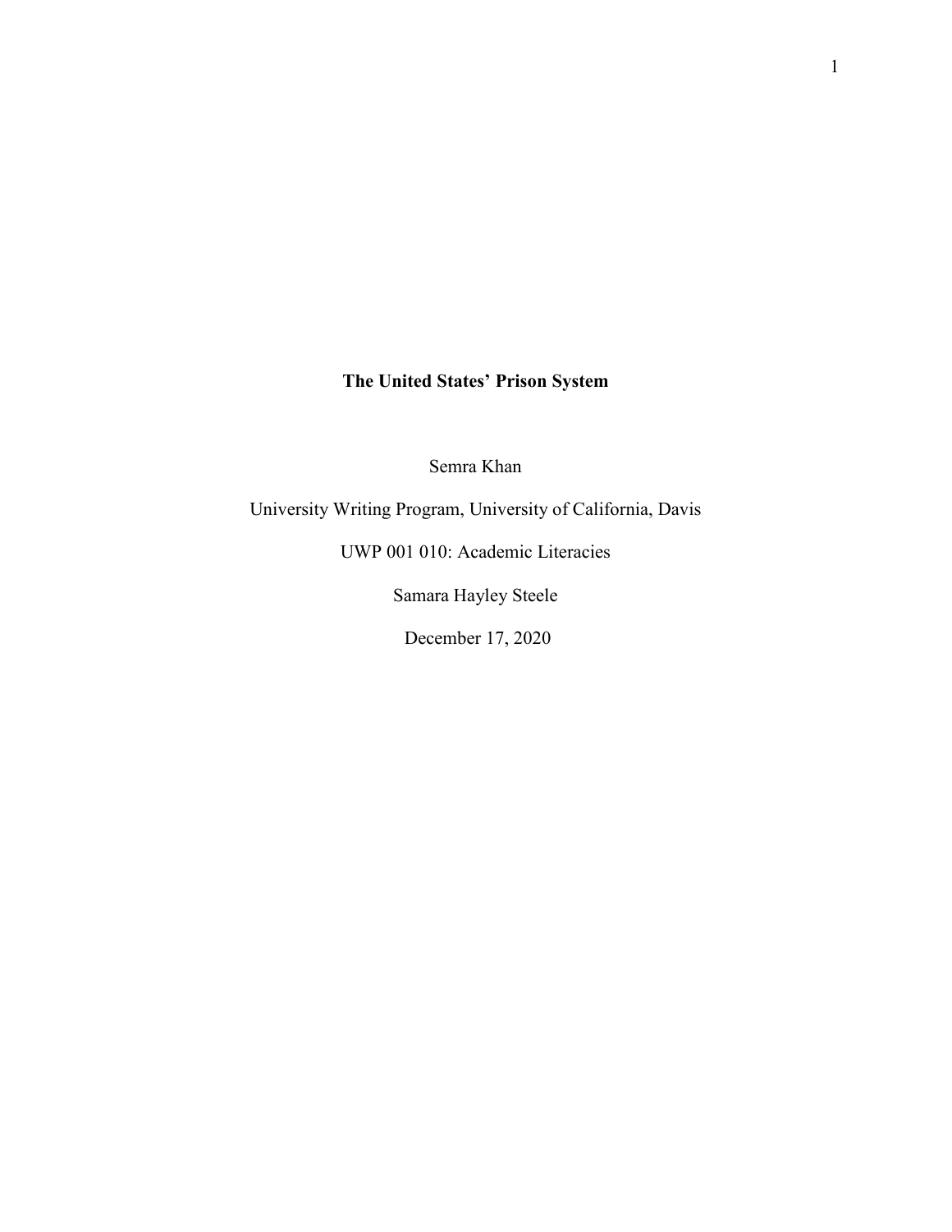# The United States' Prison System

Semra Khan

University Writing Program, University of California, Davis

UWP 001 010: Academic Literacies

Samara Hayley Steele

December 17, 2020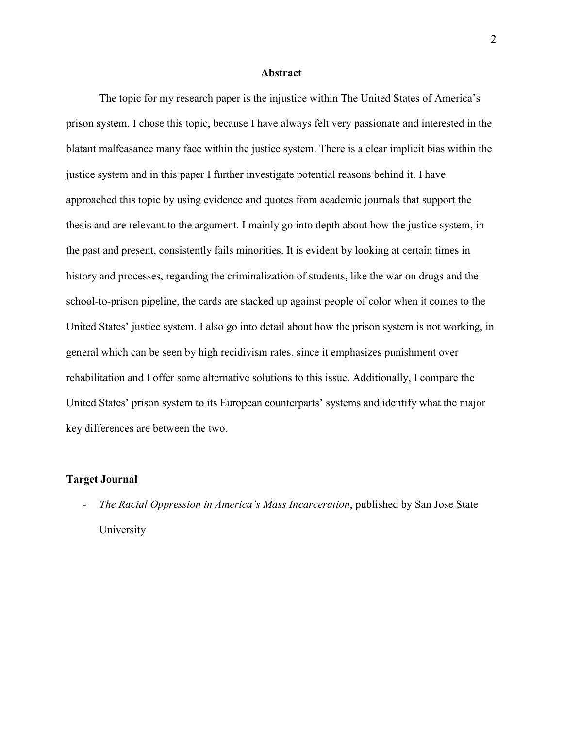## Abstract

The topic for my research paper is the injustice within The United States of America's prison system. I chose this topic, because I have always felt very passionate and interested in the blatant malfeasance many face within the justice system. There is a clear implicit bias within the justice system and in this paper I further investigate potential reasons behind it. I have approached this topic by using evidence and quotes from academic journals that support the thesis and are relevant to the argument. I mainly go into depth about how the justice system, in the past and present, consistently fails minorities. It is evident by looking at certain times in history and processes, regarding the criminalization of students, like the war on drugs and the school-to-prison pipeline, the cards are stacked up against people of color when it comes to the United States' justice system. I also go into detail about how the prison system is not working, in general which can be seen by high recidivism rates, since it emphasizes punishment over rehabilitation and I offer some alternative solutions to this issue. Additionally, I compare the United States' prison system to its European counterparts' systems and identify what the major key differences are between the two.

### Target Journal

- *The Racial Oppression in America's Mass Incarceration*, published by San Jose State University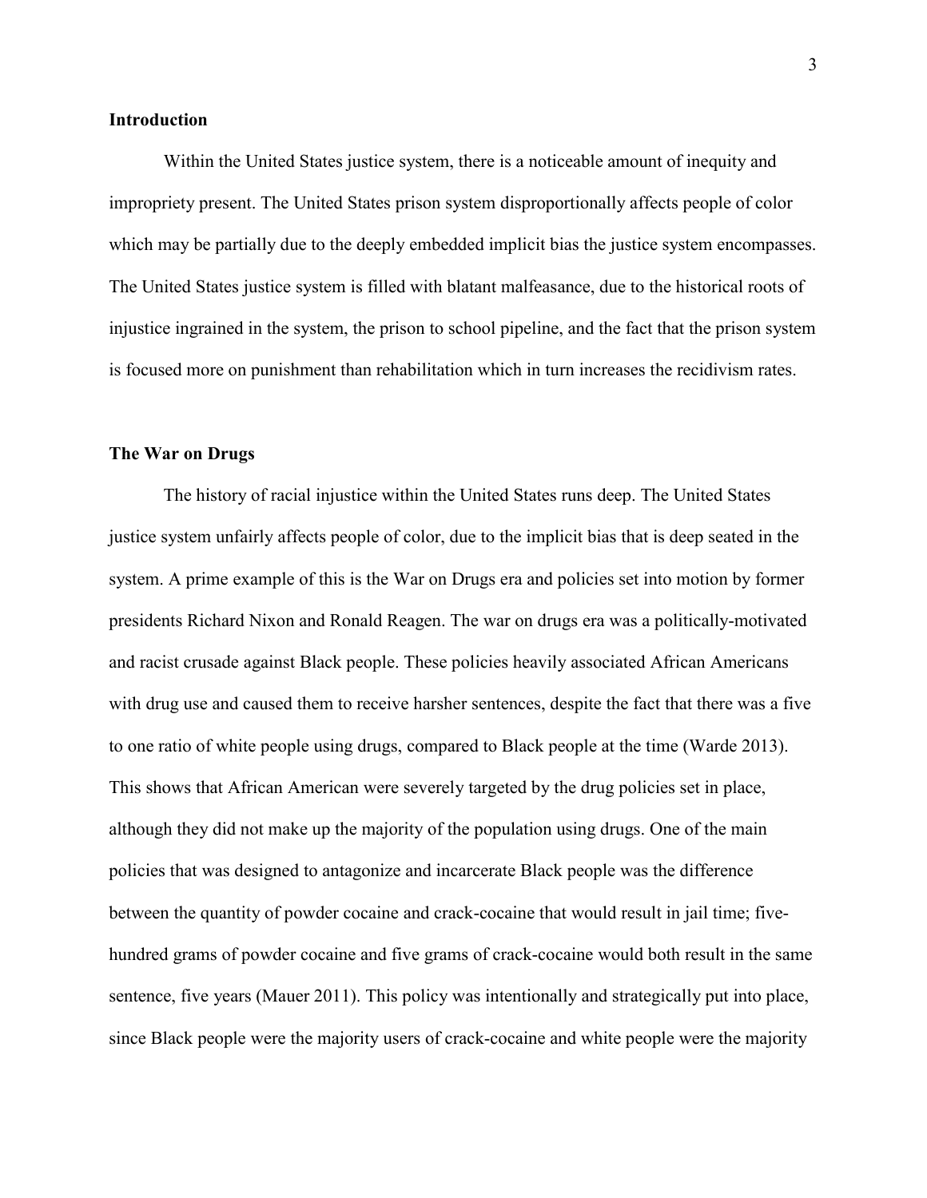**Introduction**

Within the United States justice system, there is a noticeable amount of inequity and impropriety present. The United States prison system disproportionally affects people of color which may be partially due to the deeply embedded implicit bias the justice system encompasses. The United States justice system is filled with blatant malfeasance, due to the historical roots of injustice ingrained in the system, the prison to school pipeline, and the fact that the prison system is focused more on punishment than rehabilitation which in turn increases the recidivism rates.

**The War on Drugs**

The history of racial injustice within the United States runs deep. The United States justice system unfairly affects people of color, due to the implicit bias that is deep seated in the system. A prime example of this is the War on Drugs era and policies set into motion by former presidents Richard Nixon and Ronald Reagen. The war on drugs era was a politically-motivated and racist crusade against Black people. These policies heavily associated African Americans with drug use and caused them to receive harsher sentences, despite the fact that there was a five to one ratio of white people using drugs, compared to Black people at the time (Warde 2013). This shows that African American were severely targeted by the drug policies set in place, although they did not make up the majority of the population using drugs. One of the main policies that was designed to antagonize and incarcerate Black people was the difference between the quantity of powder cocaine and crack-cocaine that would result in jail time; five-hundred grams of powder cocaine and five grams of crack-cocaine would both result in the same sentence, five years (Mauer 2011). This policy was intentionally and strategically put into place, since Black people were the majority users of crack-cocaine and white people were the majority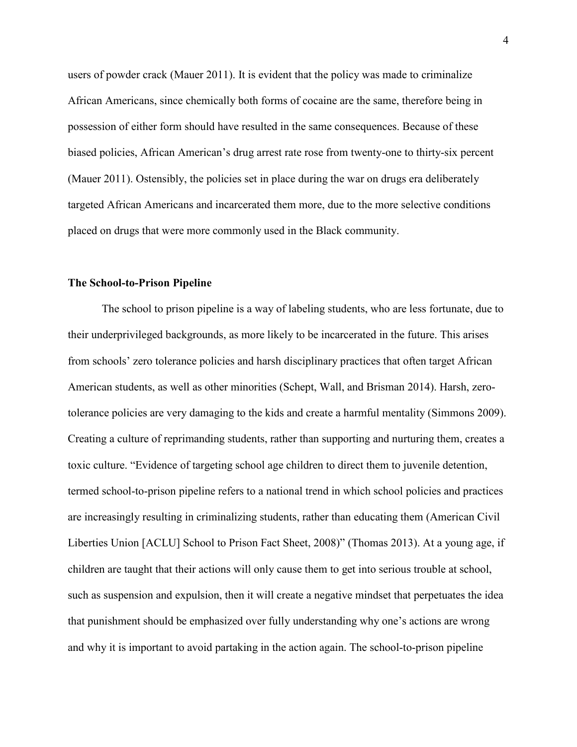users of powder crack (Mauer 2011). It is evident that the policy was made to criminalize African Americans, since chemically both forms of cocaine are the same, therefore being in possession of either form should have resulted in the same consequences. Because of these biased policies, African American's drug arrest rate rose from twenty-one to thirty-six percent (Mauer 2011). Ostensibly, the policies set in place during the war on drugs era deliberately targeted African Americans and incarcerated them more, due to the more selective conditions placed on drugs that were more commonly used in the Black community.

**The School-to-Prison Pipeline**

The school to prison pipeline is a way of labeling students, who are less fortunate, due to their underprivileged backgrounds, as more likely to be incarcerated in the future. This arises from schools' zero tolerance policies and harsh disciplinary practices that often target African American students, as well as other minorities (Schept, Wall, and Brisman 2014). Harsh, zero-tolerance policies are very damaging to the kids and create a harmful mentality (Simmons 2009). Creating a culture of reprimanding students, rather than supporting and nurturing them, creates a toxic culture. "Evidence of targeting school age children to direct them to juvenile detention, termed school-to-prison pipeline refers to a national trend in which school policies and practices are increasingly resulting in criminalizing students, rather than educating them (American Civil Liberties Union [ACLU] School to Prison Fact Sheet, 2008)" (Thomas 2013). At a young age, if children are taught that their actions will only cause them to get into serious trouble at school, such as suspension and expulsion, then it will create a negative mindset that perpetuates the idea that punishment should be emphasized over fully understanding why one's actions are wrong and why it is important to avoid partaking in the action again. The school-to-prison pipeline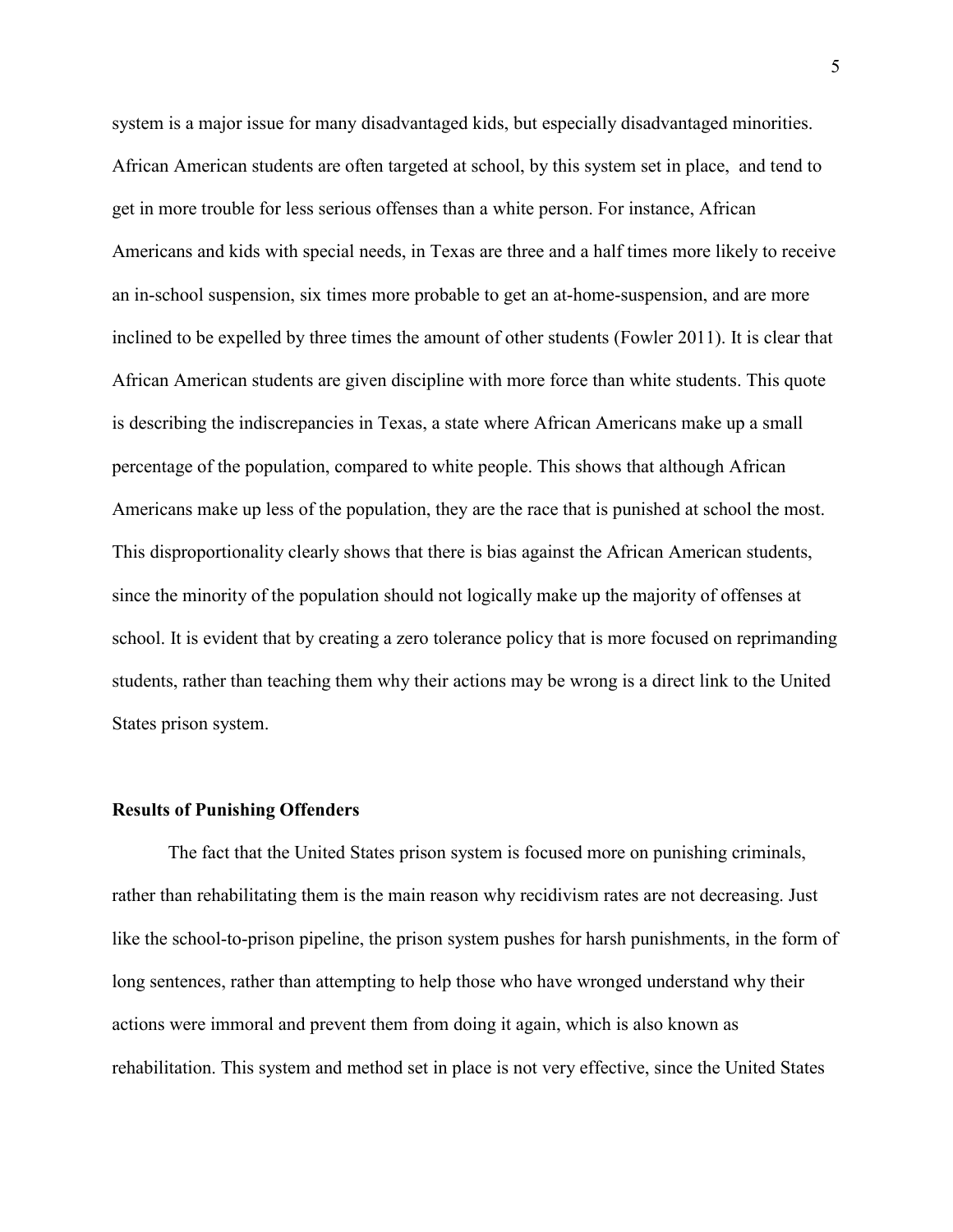system is a major issue for many disadvantaged kids, but especially disadvantaged minorities. African American students are often targeted at school, by this system set in place,  and tend to get in more trouble for less serious offenses than a white person. For instance, African Americans and kids with special needs, in Texas are three and a half times more likely to receive an in-school suspension, six times more probable to get an at-home-suspension, and are more inclined to be expelled by three times the amount of other students (Fowler 2011). It is clear that African American students are given discipline with more force than white students. This quote is describing the indiscrepancies in Texas, a state where African Americans make up a small percentage of the population, compared to white people. This shows that although African Americans make up less of the population, they are the race that is punished at school the most. This disproportionality clearly shows that there is bias against the African American students, since the minority of the population should not logically make up the majority of offenses at school. It is evident that by creating a zero tolerance policy that is more focused on reprimanding students, rather than teaching them why their actions may be wrong is a direct link to the United States prison system.

**Results of Punishing Offenders**

The fact that the United States prison system is focused more on punishing criminals, rather than rehabilitating them is the main reason why recidivism rates are not decreasing. Just like the school-to-prison pipeline, the prison system pushes for harsh punishments, in the form of long sentences, rather than attempting to help those who have wronged understand why their actions were immoral and prevent them from doing it again, which is also known as rehabilitation. This system and method set in place is not very effective, since the United States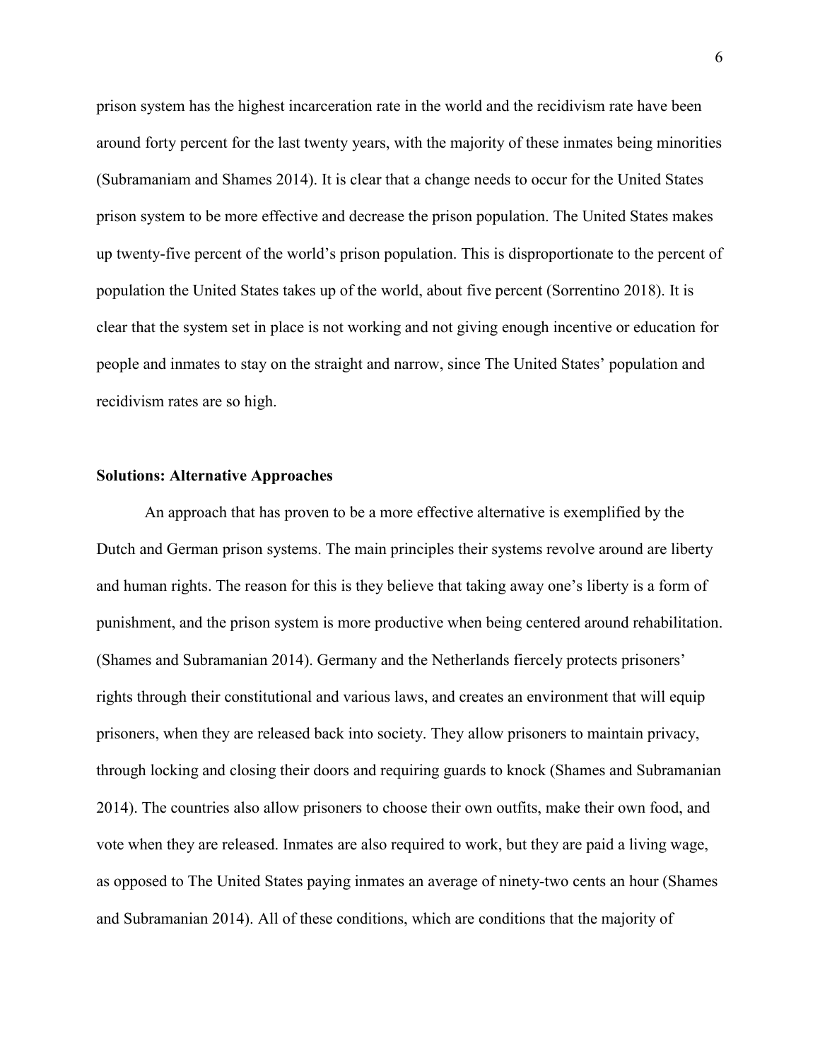prison system has the highest incarceration rate in the world and the recidivism rate have been around forty percent for the last twenty years, with the majority of these inmates being minorities (Subramaniam and Shames 2014). It is clear that a change needs to occur for the United States prison system to be more effective and decrease the prison population. The United States makes up twenty-five percent of the world's prison population. This is disproportionate to the percent of population the United States takes up of the world, about five percent (Sorrentino 2018). It is clear that the system set in place is not working and not giving enough incentive or education for people and inmates to stay on the straight and narrow, since The United States' population and recidivism rates are so high.

**Solutions: Alternative Approaches**

An approach that has proven to be a more effective alternative is exemplified by the Dutch and German prison systems. The main principles their systems revolve around are liberty and human rights. The reason for this is they believe that taking away one's liberty is a form of punishment, and the prison system is more productive when being centered around rehabilitation. (Shames and Subramanian 2014). Germany and the Netherlands fiercely protects prisoners' rights through their constitutional and various laws, and creates an environment that will equip prisoners, when they are released back into society. They allow prisoners to maintain privacy, through locking and closing their doors and requiring guards to knock (Shames and Subramanian 2014). The countries also allow prisoners to choose their own outfits, make their own food, and vote when they are released. Inmates are also required to work, but they are paid a living wage, as opposed to The United States paying inmates an average of ninety-two cents an hour (Shames and Subramanian 2014). All of these conditions, which are conditions that the majority of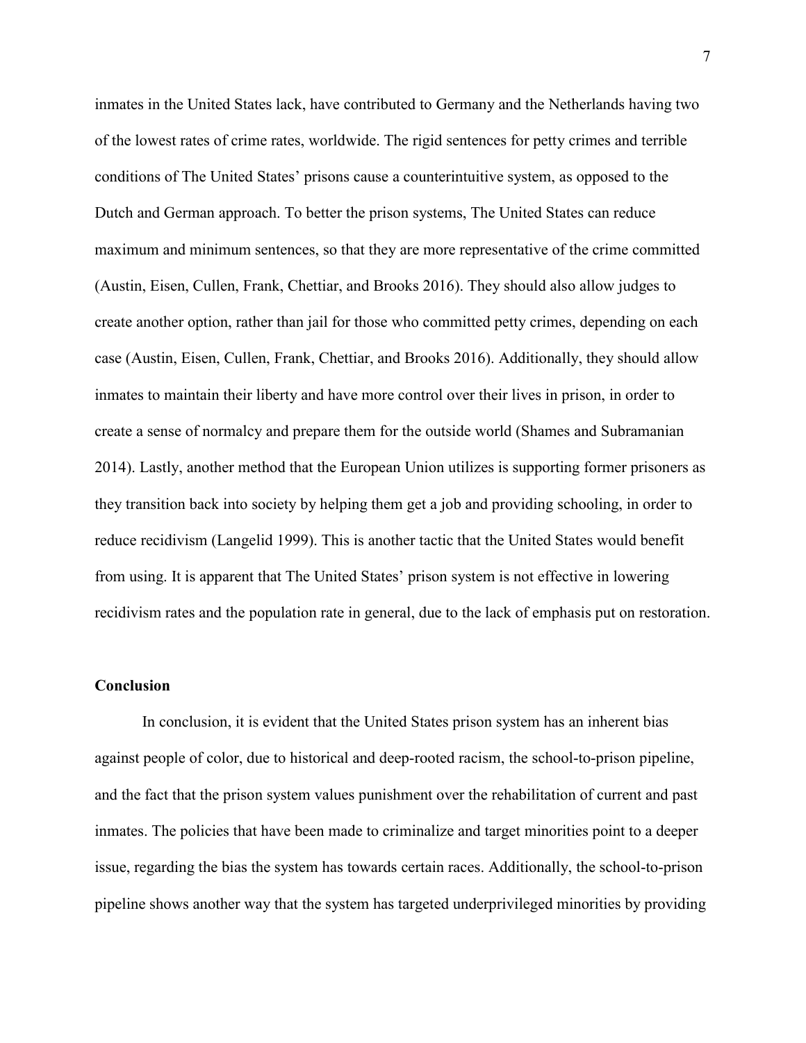inmates in the United States lack, have contributed to Germany and the Netherlands having two of the lowest rates of crime rates, worldwide. The rigid sentences for petty crimes and terrible conditions of The United States' prisons cause a counterintuitive system, as opposed to the Dutch and German approach. To better the prison systems, The United States can reduce maximum and minimum sentences, so that they are more representative of the crime committed (Austin, Eisen, Cullen, Frank, Chettiar, and Brooks 2016). They should also allow judges to create another option, rather than jail for those who committed petty crimes, depending on each case (Austin, Eisen, Cullen, Frank, Chettiar, and Brooks 2016). Additionally, they should allow inmates to maintain their liberty and have more control over their lives in prison, in order to create a sense of normalcy and prepare them for the outside world (Shames and Subramanian 2014). Lastly, another method that the European Union utilizes is supporting former prisoners as they transition back into society by helping them get a job and providing schooling, in order to reduce recidivism (Langelid 1999). This is another tactic that the United States would benefit from using. It is apparent that The United States' prison system is not effective in lowering recidivism rates and the population rate in general, due to the lack of emphasis put on restoration.

**Conclusion**

In conclusion, it is evident that the United States prison system has an inherent bias against people of color, due to historical and deep-rooted racism, the school-to-prison pipeline, and the fact that the prison system values punishment over the rehabilitation of current and past inmates. The policies that have been made to criminalize and target minorities point to a deeper issue, regarding the bias the system has towards certain races. Additionally, the school-to-prison pipeline shows another way that the system has targeted underprivileged minorities by providing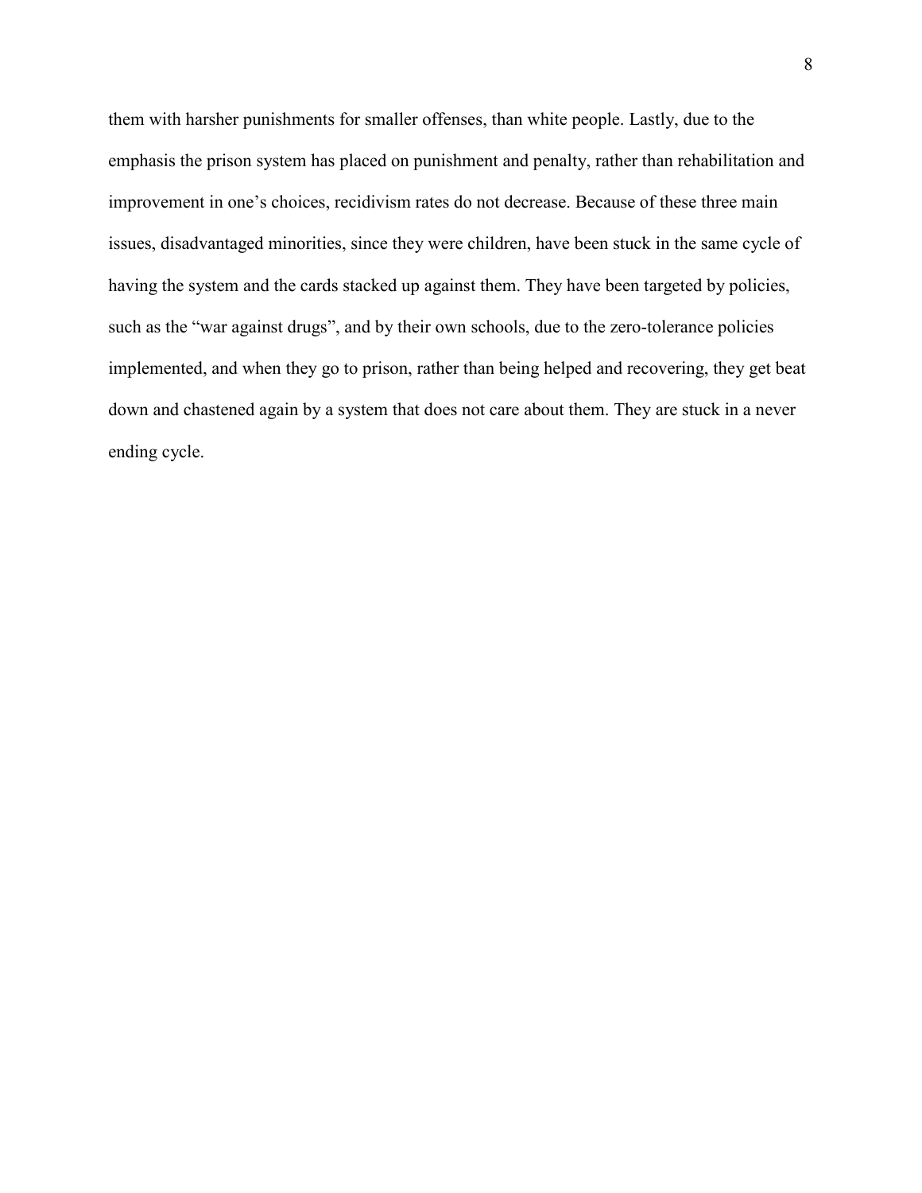them with harsher punishments for smaller offenses, than white people. Lastly, due to the emphasis the prison system has placed on punishment and penalty, rather than rehabilitation and improvement in one's choices, recidivism rates do not decrease. Because of these three main issues, disadvantaged minorities, since they were children, have been stuck in the same cycle of having the system and the cards stacked up against them. They have been targeted by policies, such as the "war against drugs", and by their own schools, due to the zero-tolerance policies implemented, and when they go to prison, rather than being helped and recovering, they get beat down and chastened again by a system that does not care about them. They are stuck in a never ending cycle.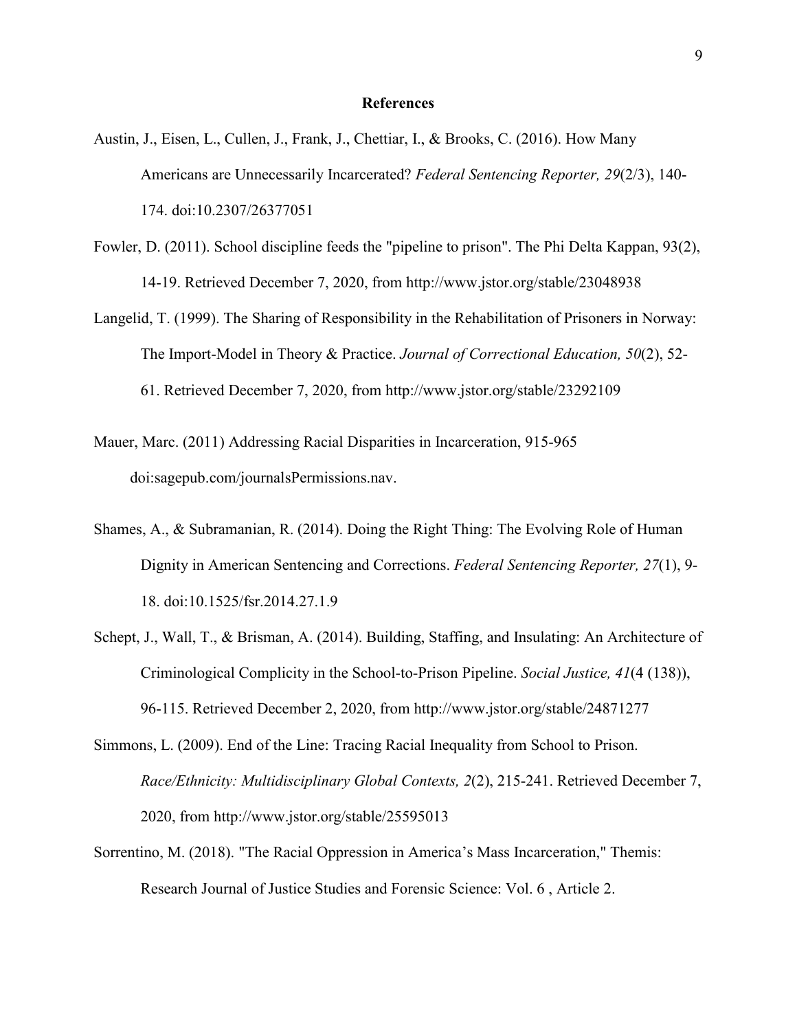**References**

Austin, J., Eisen, L., Cullen, J., Frank, J., Chettiar, I., & Brooks, C. (2016). How Many Americans are Unnecessarily Incarcerated? *Federal Sentencing Reporter, 29*(2/3), 140-174. doi:10.2307/26377051

Fowler, D. (2011). School discipline feeds the "pipeline to prison". The Phi Delta Kappan, 93(2), 14-19. Retrieved December 7, 2020, from http://www.jstor.org/stable/23048938

Langelid, T. (1999). The Sharing of Responsibility in the Rehabilitation of Prisoners in Norway: The Import-Model in Theory & Practice. *Journal of Correctional Education, 50*(2), 52-61. Retrieved December 7, 2020, from http://www.jstor.org/stable/23292109

Mauer, Marc. (2011) Addressing Racial Disparities in Incarceration, 915-965 doi:sagepub.com/journalsPermissions.nav.

Shames, A., & Subramanian, R. (2014). Doing the Right Thing: The Evolving Role of Human Dignity in American Sentencing and Corrections. *Federal Sentencing Reporter, 27*(1), 9-18. doi:10.1525/fsr.2014.27.1.9

Schept, J., Wall, T., & Brisman, A. (2014). Building, Staffing, and Insulating: An Architecture of Criminological Complicity in the School-to-Prison Pipeline. *Social Justice, 41*(4 (138)), 96-115. Retrieved December 2, 2020, from http://www.jstor.org/stable/24871277

Simmons, L. (2009). End of the Line: Tracing Racial Inequality from School to Prison. *Race/Ethnicity: Multidisciplinary Global Contexts, 2*(2), 215-241. Retrieved December 7, 2020, from http://www.jstor.org/stable/25595013

Sorrentino, M. (2018). "The Racial Oppression in America's Mass Incarceration," Themis: Research Journal of Justice Studies and Forensic Science: Vol. 6 , Article 2.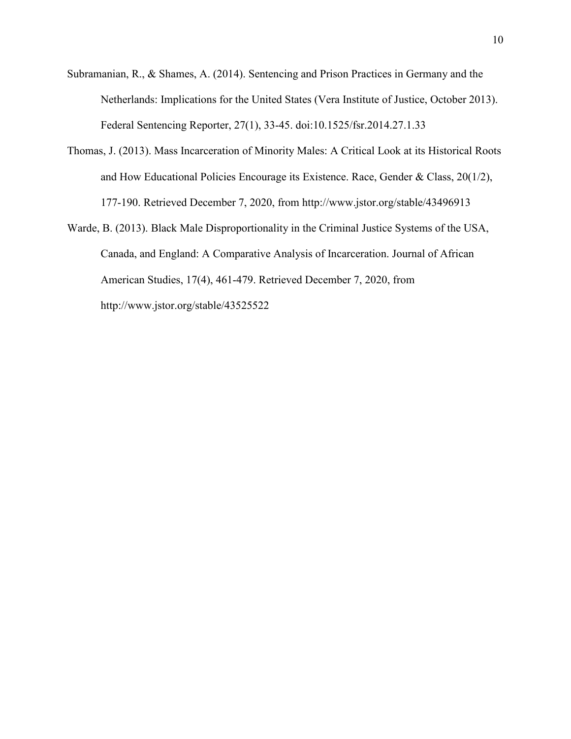Subramanian, R., & Shames, A. (2014). Sentencing and Prison Practices in Germany and the Netherlands: Implications for the United States (Vera Institute of Justice, October 2013). Federal Sentencing Reporter, 27(1), 33-45. doi:10.1525/fsr.2014.27.1.33

Thomas, J. (2013). Mass Incarceration of Minority Males: A Critical Look at its Historical Roots and How Educational Policies Encourage its Existence. Race, Gender & Class, 20(1/2), 177-190. Retrieved December 7, 2020, from http://www.jstor.org/stable/43496913

Warde, B. (2013). Black Male Disproportionality in the Criminal Justice Systems of the USA, Canada, and England: A Comparative Analysis of Incarceration. Journal of African American Studies, 17(4), 461-479. Retrieved December 7, 2020, from http://www.jstor.org/stable/43525522